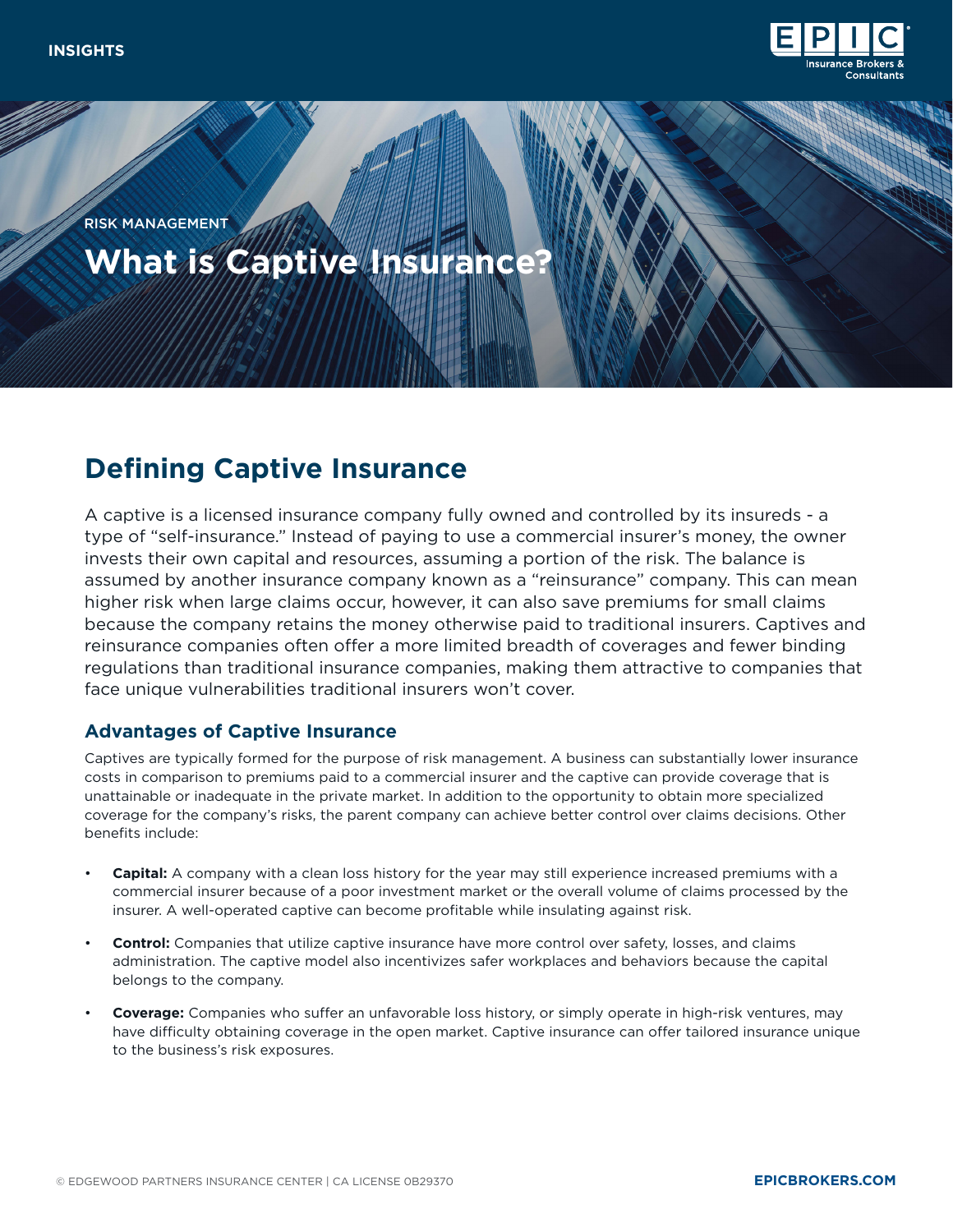INSIGHTS

RISK MANAGEMENT

# What is Captive Insurance?

## Defining Captive Insurance

A captive is a licensed insurance company fully owned and controlled by its insureds - a type of "self-insurance." Instead of paying to use a commercial insurer's money, the owner invests their own capital and resources, assuming a portion of the risk. The balance is assumed by another insurance company known as a "reinsurance" company. This can mean higher risk when large claims occur, however, it can also save premiums for small claims because the company retains the money otherwise paid to traditional insurers. Captives and reinsurance companies often offer a more limited breadth of coverages and fewer binding regulations than traditional insurance companies, making them attractive to companies that face unique vulnerabilities traditional insurers won't cover.

### Advantages of Captive Insurance

Captives are typically formed for the purpose of risk management. A business can substantially lower insurance costs in comparison to premiums paid to a commercial insurer and the captive can provide coverage that is unattainable or inadequate in the private market. In addition to the opportunity to obtain more specialized coverage for the company's risks, the parent company can achieve better control over claims decisions. Other benefits include:

- **Capital:** A company with a clean loss history for the year may still experience increased premiums with a commercial insurer because of a poor investment market or the overall volume of claims processed by the insurer. A well-operated captive can become profitable while insulating against risk.
- **Control:** Companies that utilize captive insurance have more control over safety, losses, and claims administration. The captive model also incentivizes safer workplaces and behaviors because the capital belongs to the company.
- **Coverage:** Companies who suffer an unfavorable loss history, or simply operate in high-risk ventures, may have difficulty obtaining coverage in the open market. Captive insurance can offer tailored insurance unique to the business's risk exposures.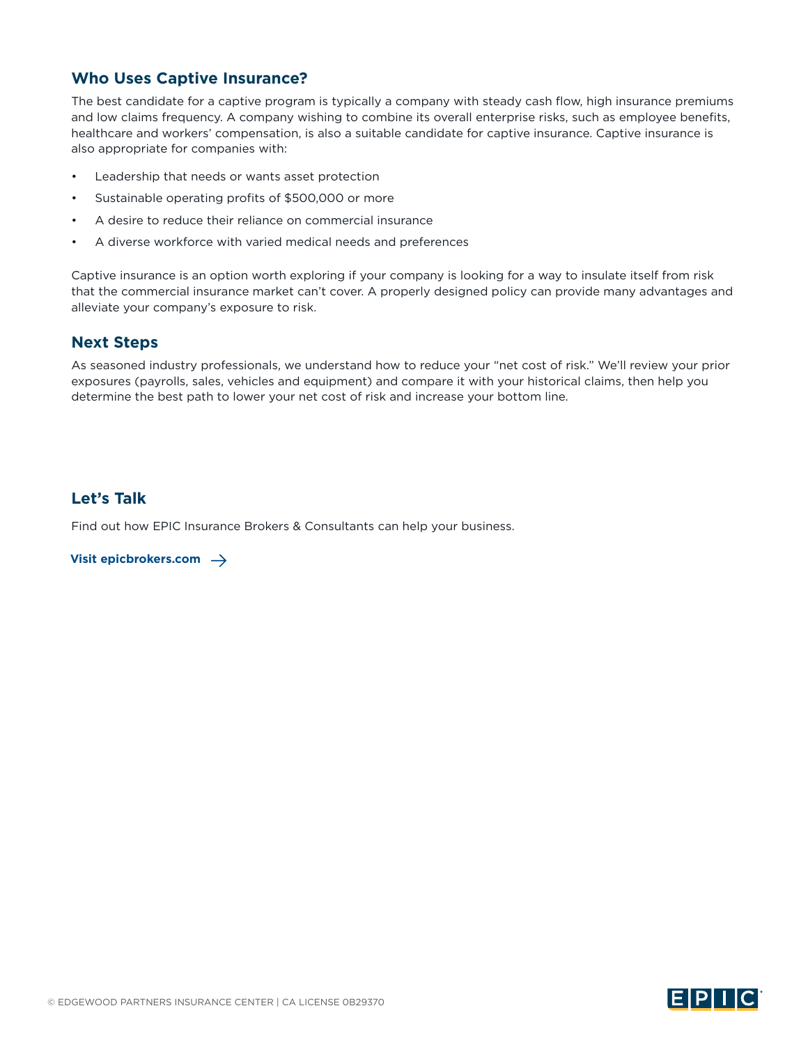## Who Uses Captive Insurance?

The best candidate for a captive program is typically a company with steady cash flow, high insurance premiums and low claims frequency. A company wishing to combine its overall enterprise risks, such as employee benefits, healthcare and workers' compensation, is also a suitable candidate for captive insurance. Captive insurance is also appropriate for companies with:

- Leadership that needs or wants asset protection
- Sustainable operating profits of $500,000 or more
- A desire to reduce their reliance on commercial insurance
- A diverse workforce with varied medical needs and preferences

Captive insurance is an option worth exploring if your company is looking for a way to insulate itself from risk that the commercial insurance market can't cover. A properly designed policy can provide many advantages and alleviate your company's exposure to risk.

## Next Steps

As seasoned industry professionals, we understand how to reduce your "net cost of risk." We'll review your prior exposures (payrolls, sales, vehicles and equipment) and compare it with your historical claims, then help you determine the best path to lower your net cost of risk and increase your bottom line.

## Let's Talk

Find out how EPIC Insurance Brokers & Consultants can help your business.

**Visit epicbrokers.com →**

© EDGEWOOD PARTNERS INSURANCE CENTER | CA LICENSE 0B29370